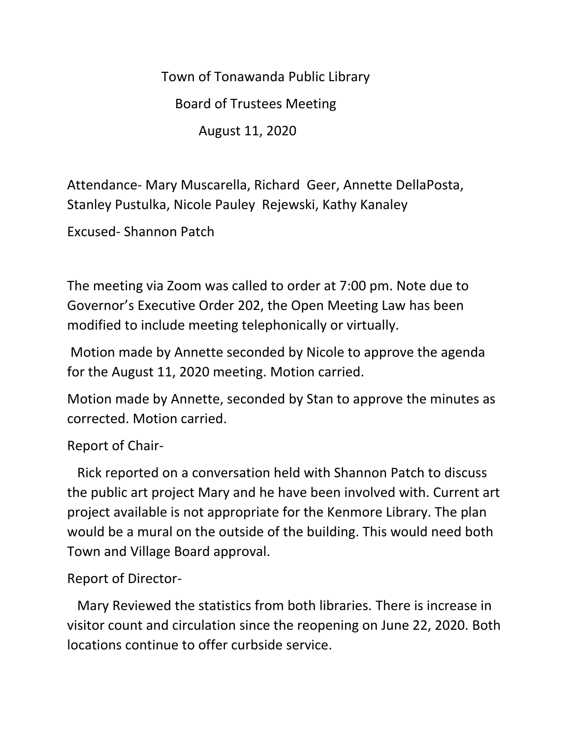# Town of Tonawanda Public Library

## Board of Trustees Meeting

### August 11, 2020

Attendance- Mary Muscarella, Richard Geer, Annette DellaPosta, Stanley Pustulka, Nicole Pauley Rejewski, Kathy Kanaley

Excused- Shannon Patch

The meeting via Zoom was called to order at 7:00 pm. Note due to Governor's Executive Order 202, the Open Meeting Law has been modified to include meeting telephonically or virtually.

Motion made by Annette seconded by Nicole to approve the agenda for the August 11, 2020 meeting. Motion carried.

Motion made by Annette, seconded by Stan to approve the minutes as corrected. Motion carried.

Report of Chair-

Rick reported on a conversation held with Shannon Patch to discuss the public art project Mary and he have been involved with. Current art project available is not appropriate for the Kenmore Library. The plan would be a mural on the outside of the building. This would need both Town and Village Board approval.

Report of Director-

Mary Reviewed the statistics from both libraries. There is increase in visitor count and circulation since the reopening on June 22, 2020. Both locations continue to offer curbside service.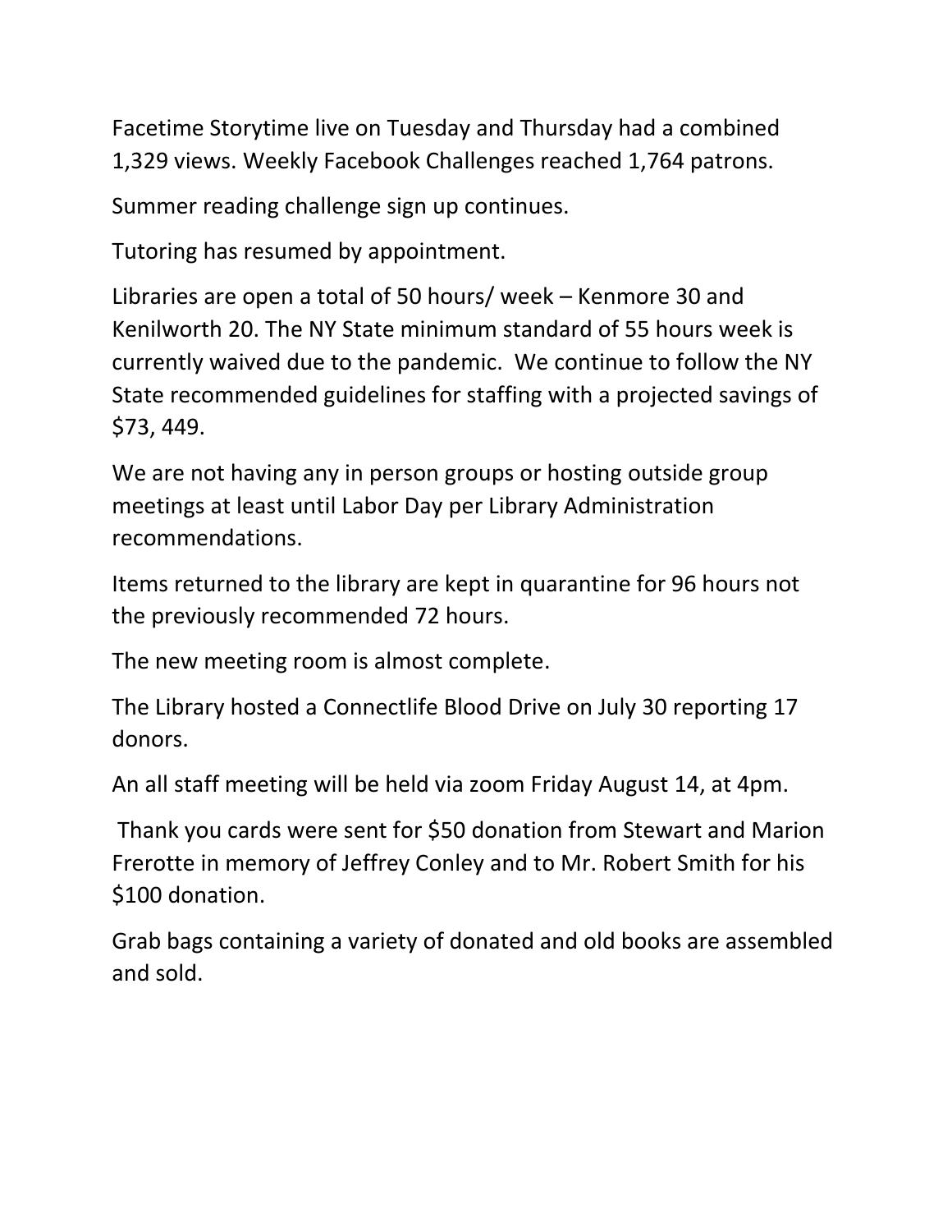Facetime Storytime live on Tuesday and Thursday had a combined 1,329 views. Weekly Facebook Challenges reached 1,764 patrons.

Summer reading challenge sign up continues.

Tutoring has resumed by appointment.

Libraries are open a total of 50 hours/ week – Kenmore 30 and Kenilworth 20. The NY State minimum standard of 55 hours week is currently waived due to the pandemic. We continue to follow the NY State recommended guidelines for staffing with a projected savings of $73, 449.

We are not having any in person groups or hosting outside group meetings at least until Labor Day per Library Administration recommendations.

Items returned to the library are kept in quarantine for 96 hours not the previously recommended 72 hours.

The new meeting room is almost complete.

The Library hosted a Connectlife Blood Drive on July 30 reporting 17 donors.

An all staff meeting will be held via zoom Friday August 14, at 4pm.

Thank you cards were sent for $50 donation from Stewart and Marion Frerotte in memory of Jeffrey Conley and to Mr. Robert Smith for his $100 donation.

Grab bags containing a variety of donated and old books are assembled and sold.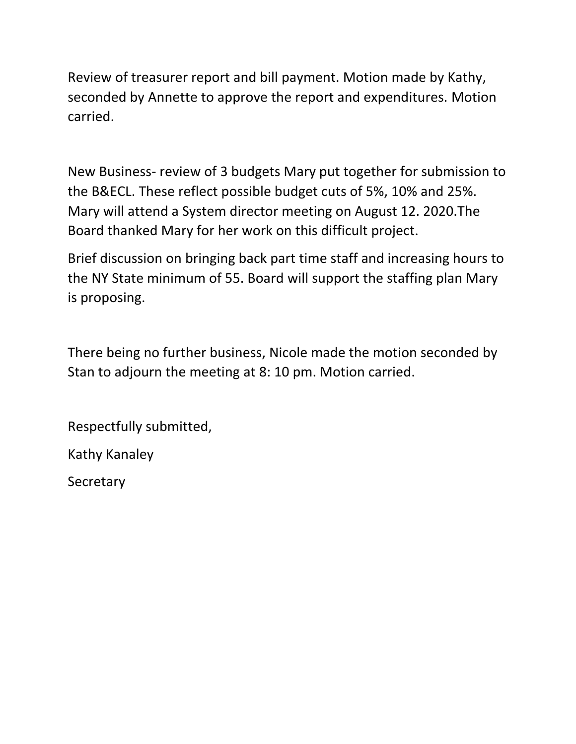Review of treasurer report and bill payment. Motion made by Kathy, seconded by Annette to approve the report and expenditures. Motion carried.

New Business- review of 3 budgets Mary put together for submission to the B&ECL. These reflect possible budget cuts of 5%, 10% and 25%. Mary will attend a System director meeting on August 12. 2020.The Board thanked Mary for her work on this difficult project.

Brief discussion on bringing back part time staff and increasing hours to the NY State minimum of 55. Board will support the staffing plan Mary is proposing.

There being no further business, Nicole made the motion seconded by Stan to adjourn the meeting at 8: 10 pm. Motion carried.

Respectfully submitted,

Kathy Kanaley

Secretary